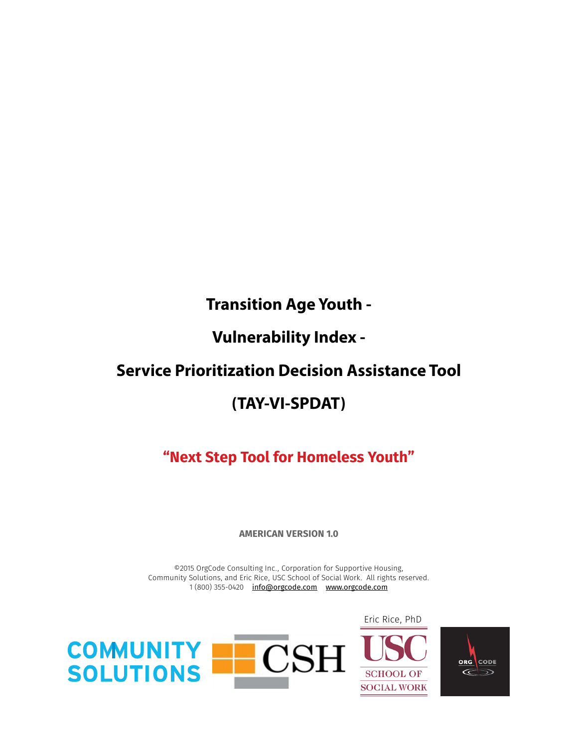# Transition Age Youth -

# Vulnerability Index -

# Service Prioritization Decision Assistance Tool

# (TAY-VI-SPDAT)

## "Next Step Tool for Homeless Youth"

**AMERICAN VERSION 1.0**

©2015 OrgCode Consulting Inc., Corporation for Supportive Housing, Community Solutions, and Eric Rice, USC School of Social Work. All rights reserved.
1 (800) 355-0420 info@orgcode.com www.orgcode.com

Eric Rice, PhD

COMMUNITY SOLUTIONS

CSH

USC SCHOOL OF SOCIAL WORK

ORG CODE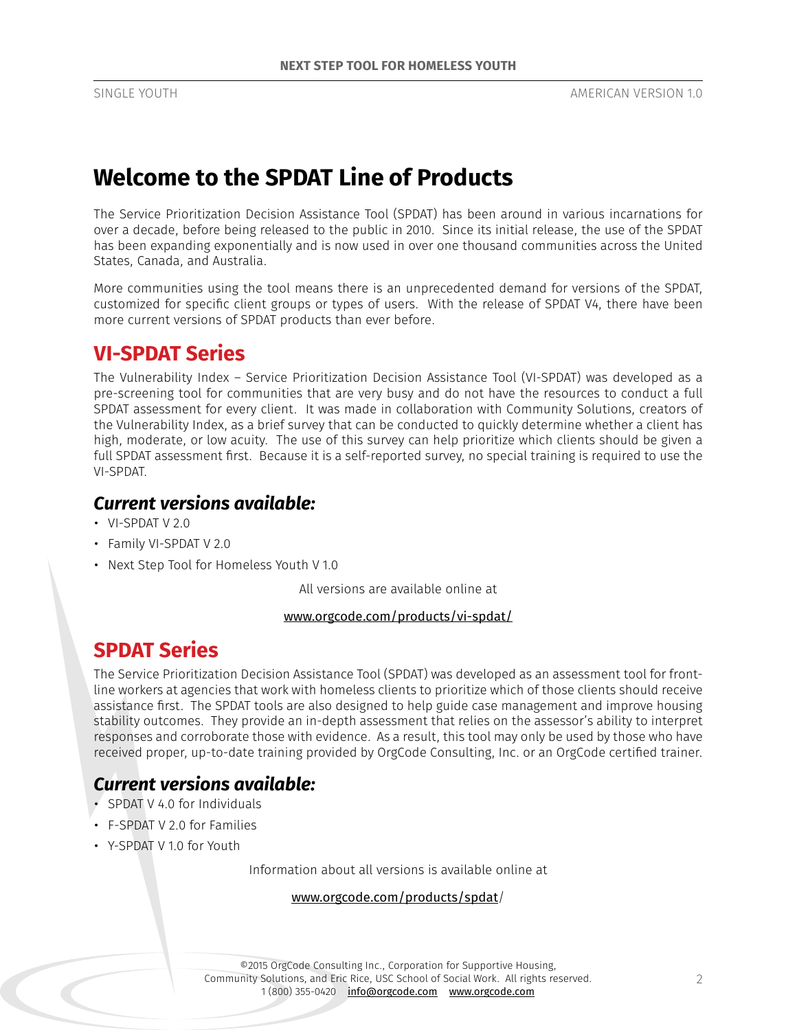# Welcome to the SPDAT Line of Products

The Service Prioritization Decision Assistance Tool (SPDAT) has been around in various incarnations for over a decade, before being released to the public in 2010. Since its initial release, the use of the SPDAT has been expanding exponentially and is now used in over one thousand communities across the United States, Canada, and Australia.

More communities using the tool means there is an unprecedented demand for versions of the SPDAT, customized for specific client groups or types of users. With the release of SPDAT V4, there have been more current versions of SPDAT products than ever before.

## VI-SPDAT Series

The Vulnerability Index – Service Prioritization Decision Assistance Tool (VI-SPDAT) was developed as a pre-screening tool for communities that are very busy and do not have the resources to conduct a full SPDAT assessment for every client. It was made in collaboration with Community Solutions, creators of the Vulnerability Index, as a brief survey that can be conducted to quickly determine whether a client has high, moderate, or low acuity. The use of this survey can help prioritize which clients should be given a full SPDAT assessment first. Because it is a self-reported survey, no special training is required to use the VI-SPDAT.

### *Current versions available:*

- VI-SPDAT V 2.0
- Family VI-SPDAT V 2.0
- Next Step Tool for Homeless Youth V 1.0

All versions are available online at

www.orgcode.com/products/vi-spdat/

## SPDAT Series

The Service Prioritization Decision Assistance Tool (SPDAT) was developed as an assessment tool for front-line workers at agencies that work with homeless clients to prioritize which of those clients should receive assistance first. The SPDAT tools are also designed to help guide case management and improve housing stability outcomes. They provide an in-depth assessment that relies on the assessor's ability to interpret responses and corroborate those with evidence. As a result, this tool may only be used by those who have received proper, up-to-date training provided by OrgCode Consulting, Inc. or an OrgCode certified trainer.

### *Current versions available:*

- SPDAT V 4.0 for Individuals
- F-SPDAT V 2.0 for Families
- Y-SPDAT V 1.0 for Youth

Information about all versions is available online at

www.orgcode.com/products/spdat/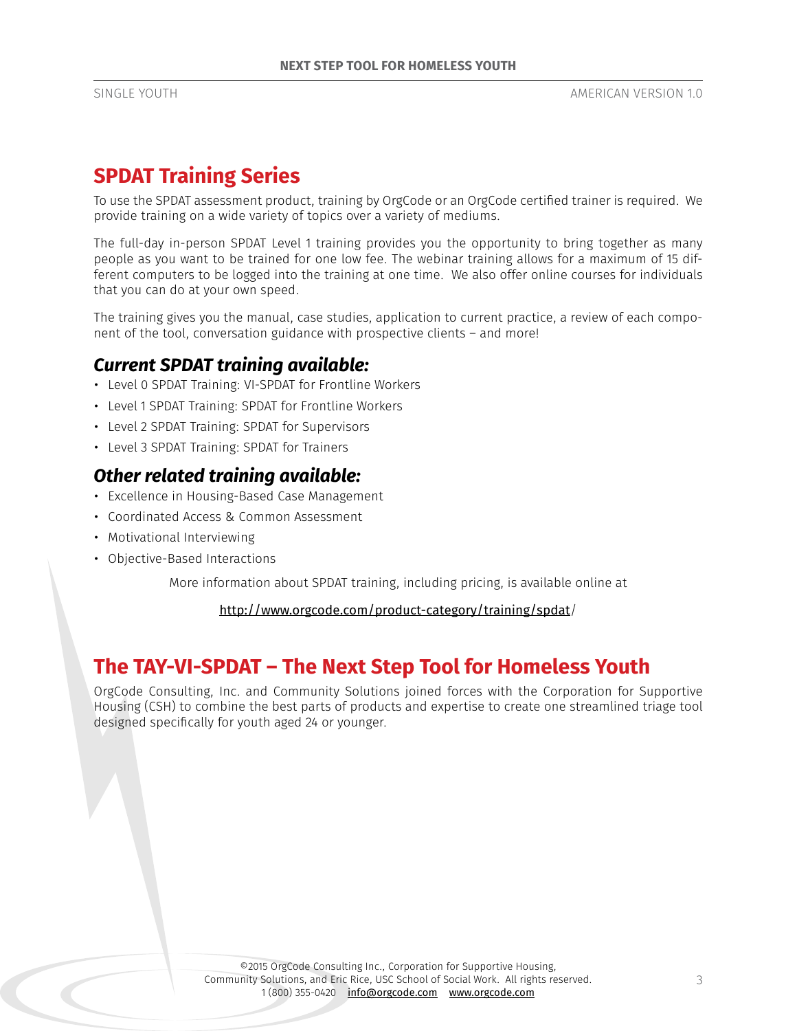## SPDAT Training Series

To use the SPDAT assessment product, training by OrgCode or an OrgCode certified trainer is required. We provide training on a wide variety of topics over a variety of mediums.

The full-day in-person SPDAT Level 1 training provides you the opportunity to bring together as many people as you want to be trained for one low fee. The webinar training allows for a maximum of 15 different computers to be logged into the training at one time. We also offer online courses for individuals that you can do at your own speed.

The training gives you the manual, case studies, application to current practice, a review of each component of the tool, conversation guidance with prospective clients – and more!

### *Current SPDAT training available:*

- Level 0 SPDAT Training: VI-SPDAT for Frontline Workers
- Level 1 SPDAT Training: SPDAT for Frontline Workers
- Level 2 SPDAT Training: SPDAT for Supervisors
- Level 3 SPDAT Training: SPDAT for Trainers

### *Other related training available:*

- Excellence in Housing-Based Case Management
- Coordinated Access & Common Assessment
- Motivational Interviewing
- Objective-Based Interactions

More information about SPDAT training, including pricing, is available online at

http://www.orgcode.com/product-category/training/spdat/

## The TAY-VI-SPDAT – The Next Step Tool for Homeless Youth

OrgCode Consulting, Inc. and Community Solutions joined forces with the Corporation for Supportive Housing (CSH) to combine the best parts of products and expertise to create one streamlined triage tool designed specifically for youth aged 24 or younger.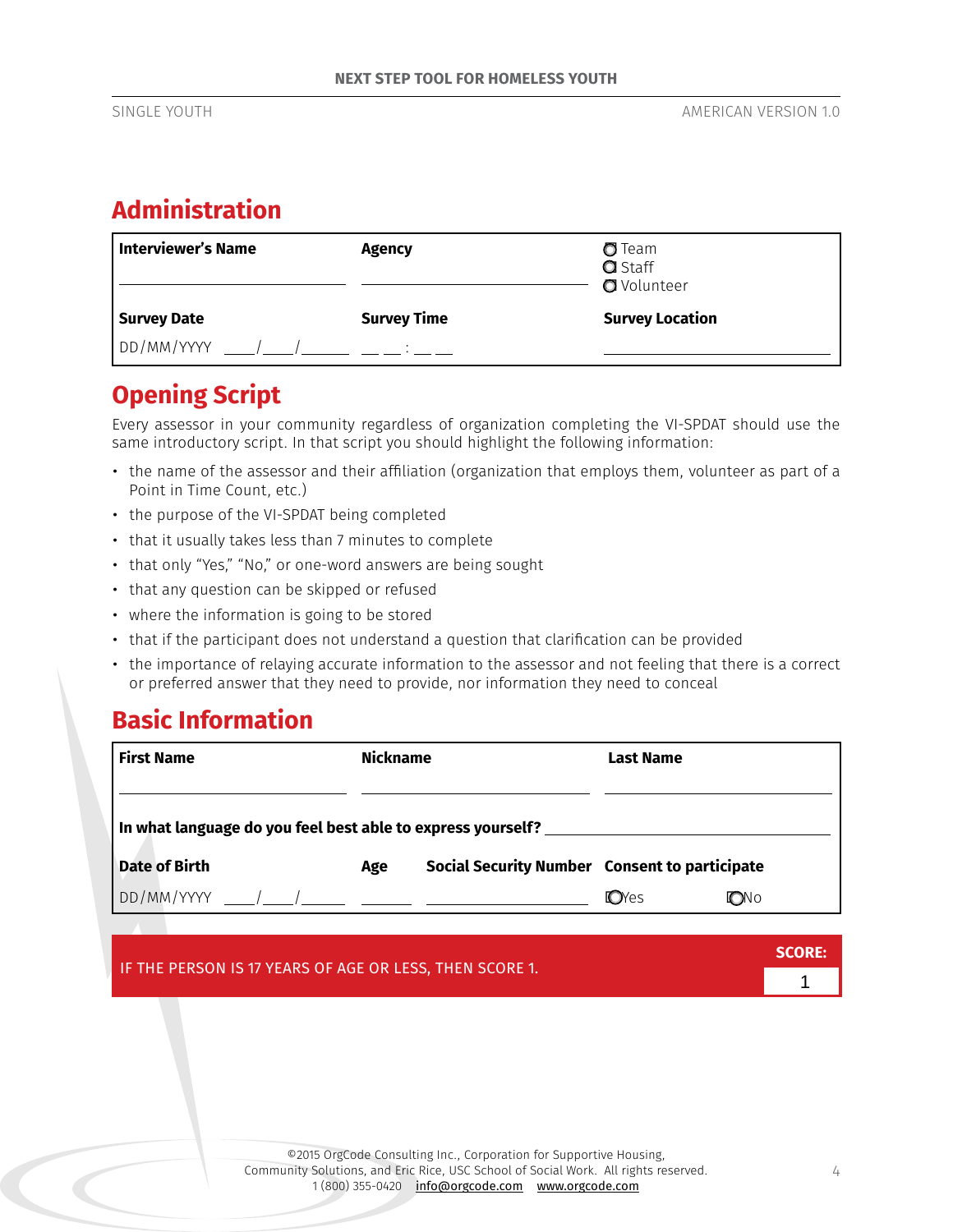## Administration

| Interviewer's Name | Agency | ○ Team ○ Staff ○ Volunteer |
|---|---|---|
| Survey Date | Survey Time | Survey Location |
| DD/MM/YYYY \_\_\_\_/\_\_\_\_/\_\_\_\_\_\_ | \_\_ \_\_ : \_\_ \_\_ | |

## Opening Script

Every assessor in your community regardless of organization completing the VI-SPDAT should use the same introductory script. In that script you should highlight the following information:

- the name of the assessor and their affiliation (organization that employs them, volunteer as part of a Point in Time Count, etc.)
- the purpose of the VI-SPDAT being completed
- that it usually takes less than 7 minutes to complete
- that only "Yes," "No," or one-word answers are being sought
- that any question can be skipped or refused
- where the information is going to be stored
- that if the participant does not understand a question that clarification can be provided
- the importance of relaying accurate information to the assessor and not feeling that there is a correct or preferred answer that they need to provide, nor information they need to conceal

## Basic Information

| First Name | Nickname | | Last Name |
|---|---|---|---|
| | | | |
| In what language do you feel best able to express yourself? | | | |
| Date of Birth | Age | Social Security Number | Consent to participate |
| DD/MM/YYYY \_\_\_\_/\_\_\_\_/\_\_\_\_\_\_ | \_\_\_\_\_\_ | \_\_\_\_\_\_\_\_\_\_\_\_\_\_\_\_ | ○ Yes ○ No |

| IF THE PERSON IS 17 YEARS OF AGE OR LESS, THEN SCORE 1. | SCORE: |
|---|---|
| | 1 |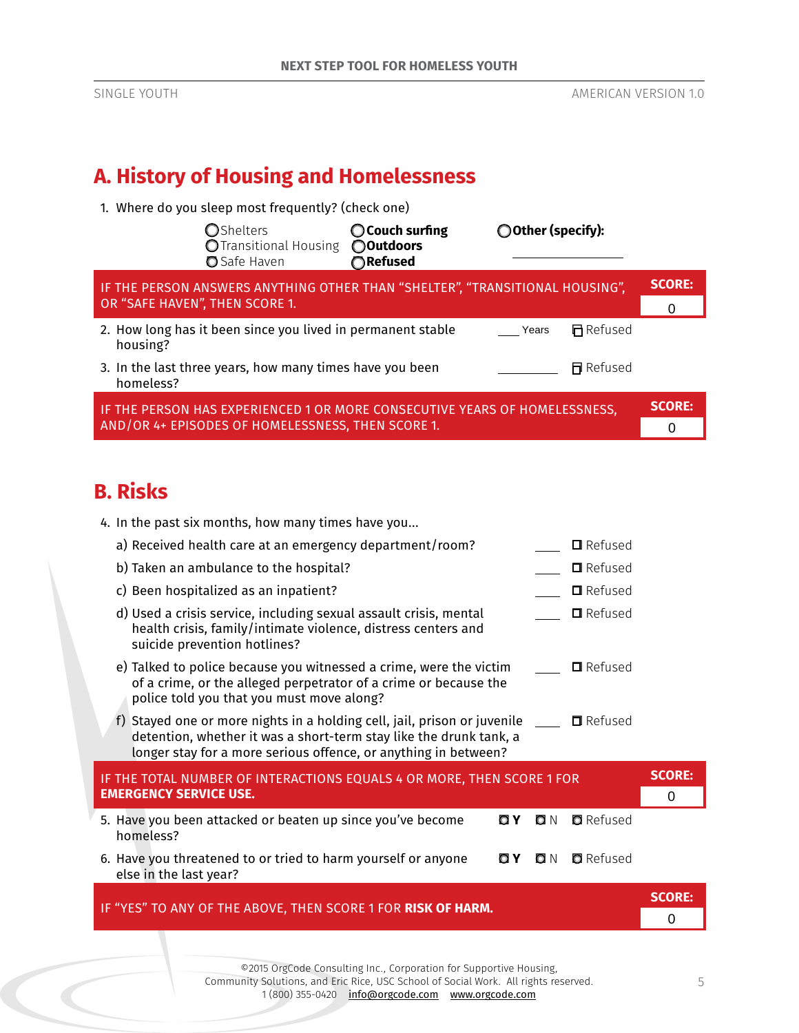## A. History of Housing and Homelessness

1. Where do you sleep most frequently? (check one)

   ○ Shelters ○ **Couch surfing** ○ **Other (specify):** ____________
   ○ Transitional Housing ○ **Outdoors**
   ○ Safe Haven ○ **Refused**

| IF THE PERSON ANSWERS ANYTHING OTHER THAN "SHELTER", "TRANSITIONAL HOUSING", OR "SAFE HAVEN", THEN SCORE 1. | SCORE: 0 |
|---|---|

2. How long has it been since you lived in permanent stable housing? ____ Years ☐ Refused

3. In the last three years, how many times have you been homeless? ________ ☐ Refused

| IF THE PERSON HAS EXPERIENCED 1 OR MORE CONSECUTIVE YEARS OF HOMELESSNESS, AND/OR 4+ EPISODES OF HOMELESSNESS, THEN SCORE 1. | SCORE: 0 |
|---|---|

## B. Risks

4. In the past six months, how many times have you...

   a) Received health care at an emergency department/room? ____ ☐ Refused

   b) Taken an ambulance to the hospital? ____ ☐ Refused

   c) Been hospitalized as an inpatient? ____ ☐ Refused

   d) Used a crisis service, including sexual assault crisis, mental health crisis, family/intimate violence, distress centers and suicide prevention hotlines? ____ ☐ Refused

   e) Talked to police because you witnessed a crime, were the victim of a crime, or the alleged perpetrator of a crime or because the police told you that you must move along? ____ ☐ Refused

   f) Stayed one or more nights in a holding cell, jail, prison or juvenile detention, whether it was a short-term stay like the drunk tank, a longer stay for a more serious offence, or anything in between? ____ ☐ Refused

| IF THE TOTAL NUMBER OF INTERACTIONS EQUALS 4 OR MORE, THEN SCORE 1 FOR **EMERGENCY SERVICE USE.** | SCORE: 0 |
|---|---|

5. Have you been attacked or beaten up since you've become homeless? ○ **Y** ○ N ○ Refused

6. Have you threatened to or tried to harm yourself or anyone else in the last year? ○ **Y** ○ N ○ Refused

| IF "YES" TO ANY OF THE ABOVE, THEN SCORE 1 FOR **RISK OF HARM.** | SCORE: 0 |
|---|---|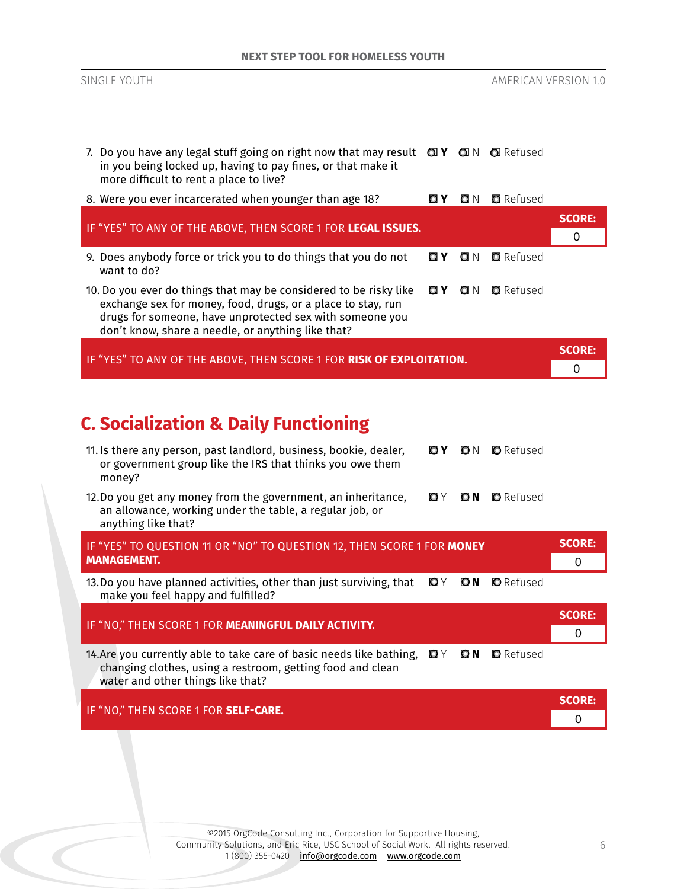7. Do you have any legal stuff going on right now that may result in you being locked up, having to pay fines, or that make it more difficult to rent a place to live? ☐ **Y** ☐ N ☐ Refused

8. Were you ever incarcerated when younger than age 18? ☐ **Y** ☐ N ☐ Refused

| IF "YES" TO ANY OF THE ABOVE, THEN SCORE 1 FOR **LEGAL ISSUES.** | SCORE: 0 |
|---|---|

9. Does anybody force or trick you to do things that you do not want to do? ☐ **Y** ☐ N ☐ Refused

10. Do you ever do things that may be considered to be risky like exchange sex for money, food, drugs, or a place to stay, run drugs for someone, have unprotected sex with someone you don't know, share a needle, or anything like that? ☐ **Y** ☐ N ☐ Refused

| IF "YES" TO ANY OF THE ABOVE, THEN SCORE 1 FOR **RISK OF EXPLOITATION.** | SCORE: 0 |
|---|---|

## C. Socialization & Daily Functioning

11. Is there any person, past landlord, business, bookie, dealer, or government group like the IRS that thinks you owe them money? ☐ **Y** ☐ N ☐ Refused

12. Do you get any money from the government, an inheritance, an allowance, working under the table, a regular job, or anything like that? ☐ Y ☐ **N** ☐ Refused

| IF "YES" TO QUESTION 11 OR "NO" TO QUESTION 12, THEN SCORE 1 FOR **MONEY MANAGEMENT.** | SCORE: 0 |
|---|---|

13. Do you have planned activities, other than just surviving, that make you feel happy and fulfilled? ☐ Y ☐ **N** ☐ Refused

| IF "NO," THEN SCORE 1 FOR **MEANINGFUL DAILY ACTIVITY.** | SCORE: 0 |
|---|---|

14. Are you currently able to take care of basic needs like bathing, changing clothes, using a restroom, getting food and clean water and other things like that? ☐ Y ☐ **N** ☐ Refused

| IF "NO," THEN SCORE 1 FOR **SELF-CARE.** | SCORE: 0 |
|---|---|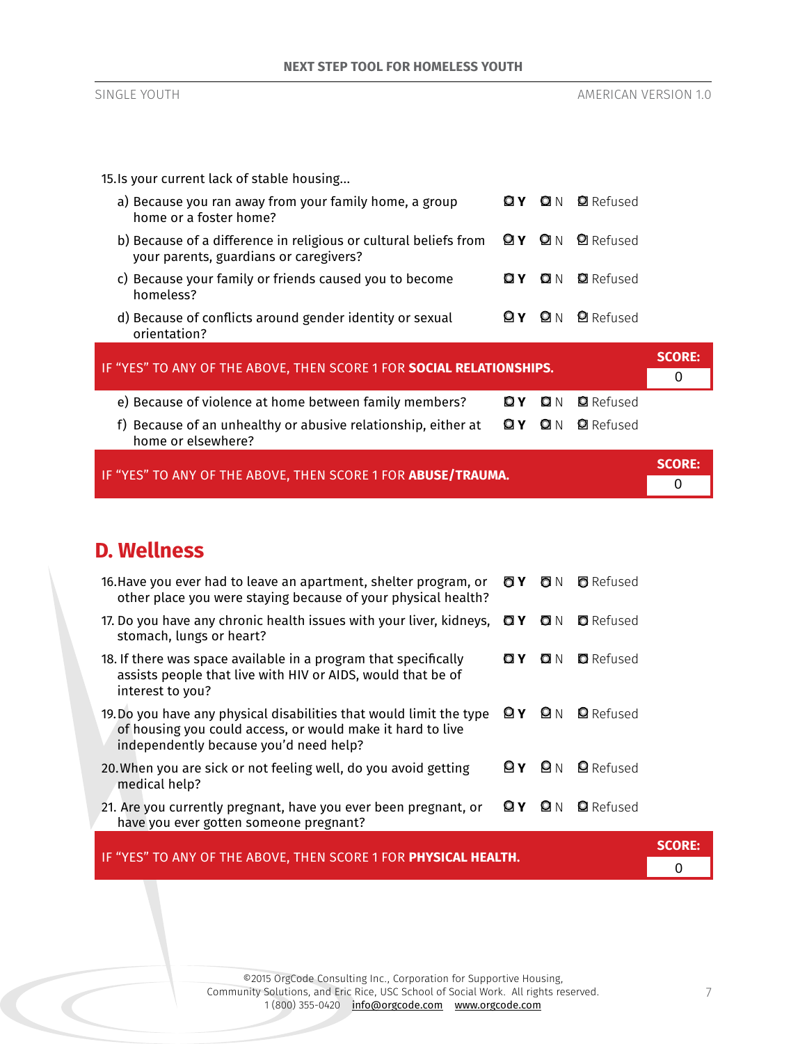15. Is your current lack of stable housing...

a) Because you ran away from your family home, a group home or a foster home? ◘ Y ◘ N ◘ Refused

b) Because of a difference in religious or cultural beliefs from your parents, guardians or caregivers? ◘ Y ◘ N ◘ Refused

c) Because your family or friends caused you to become homeless? ◘ Y ◘ N ◘ Refused

d) Because of conflicts around gender identity or sexual orientation? ◘ Y ◘ N ◘ Refused

| IF "YES" TO ANY OF THE ABOVE, THEN SCORE 1 FOR **SOCIAL RELATIONSHIPS.** | **SCORE:** 0 |
|---|---|

e) Because of violence at home between family members? ◘ Y ◘ N ◘ Refused

f) Because of an unhealthy or abusive relationship, either at home or elsewhere? ◘ Y ◘ N ◘ Refused

| IF "YES" TO ANY OF THE ABOVE, THEN SCORE 1 FOR **ABUSE/TRAUMA.** | **SCORE:** 0 |
|---|---|

## D. Wellness

16. Have you ever had to leave an apartment, shelter program, or other place you were staying because of your physical health? ◘ Y ◘ N ◘ Refused

17. Do you have any chronic health issues with your liver, kidneys, stomach, lungs or heart? ◘ Y ◘ N ◘ Refused

18. If there was space available in a program that specifically assists people that live with HIV or AIDS, would that be of interest to you? ◘ Y ◘ N ◘ Refused

19. Do you have any physical disabilities that would limit the type of housing you could access, or would make it hard to live independently because you'd need help? ◘ Y ◘ N ◘ Refused

20. When you are sick or not feeling well, do you avoid getting medical help? ◘ Y ◘ N ◘ Refused

21. Are you currently pregnant, have you ever been pregnant, or have you ever gotten someone pregnant? ◘ Y ◘ N ◘ Refused

| IF "YES" TO ANY OF THE ABOVE, THEN SCORE 1 FOR **PHYSICAL HEALTH.** | **SCORE:** 0 |
|---|---|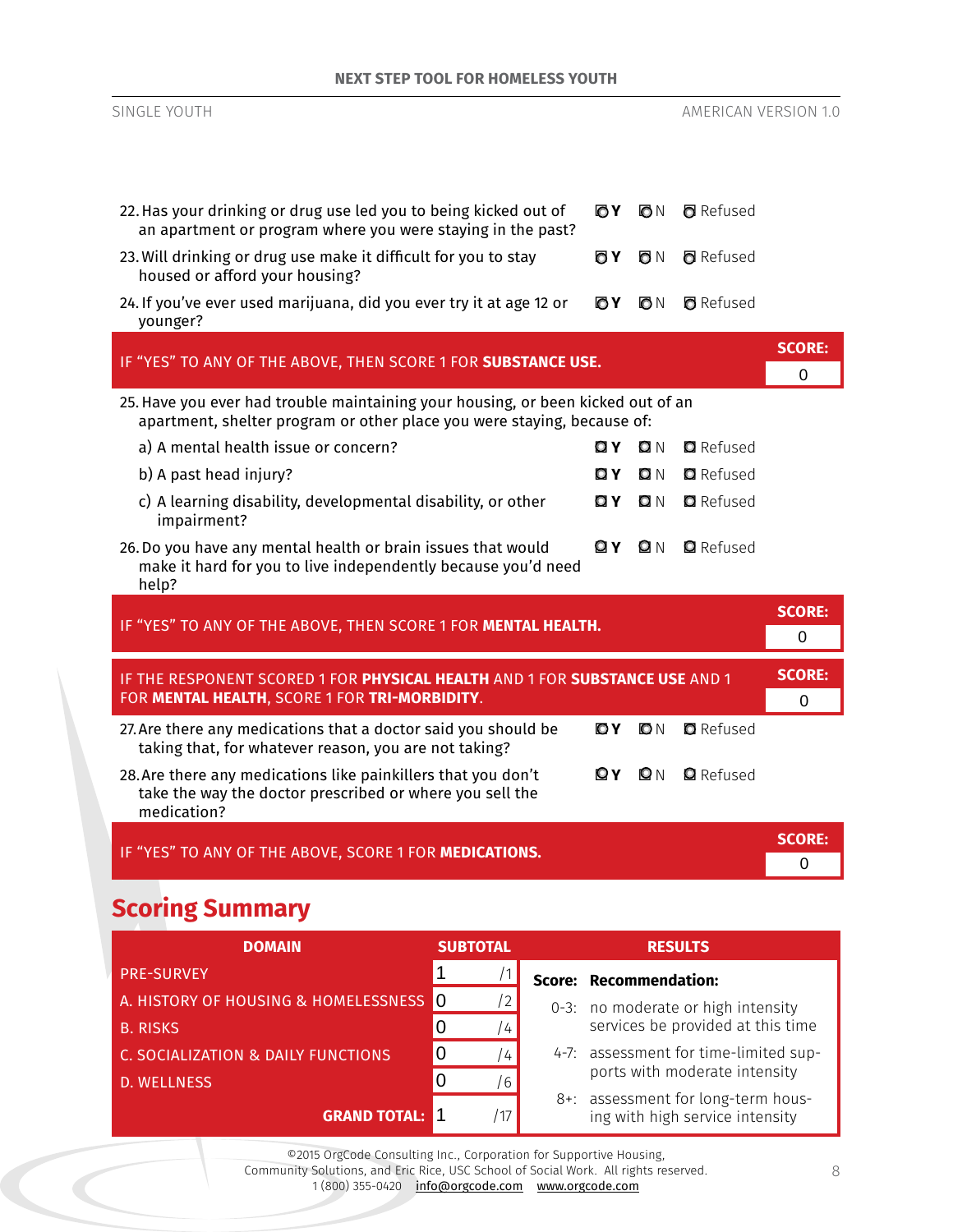22. Has your drinking or drug use led you to being kicked out of an apartment or program where you were staying in the past? ○ Y ○ N ○ Refused

23. Will drinking or drug use make it difficult for you to stay housed or afford your housing? ○ Y ○ N ○ Refused

24. If you've ever used marijuana, did you ever try it at age 12 or younger? ○ Y ○ N ○ Refused

IF "YES" TO ANY OF THE ABOVE, THEN SCORE 1 FOR **SUBSTANCE USE.** — **SCORE:** 0

25. Have you ever had trouble maintaining your housing, or been kicked out of an apartment, shelter program or other place you were staying, because of:

   a) A mental health issue or concern? ○ Y ○ N ○ Refused

   b) A past head injury? ○ Y ○ N ○ Refused

   c) A learning disability, developmental disability, or other impairment? ○ Y ○ N ○ Refused

26. Do you have any mental health or brain issues that would make it hard for you to live independently because you'd need help? ○ Y ○ N ○ Refused

IF "YES" TO ANY OF THE ABOVE, THEN SCORE 1 FOR **MENTAL HEALTH.** — **SCORE:** 0

IF THE REPONENT SCORED 1 FOR **PHYSICAL HEALTH** AND 1 FOR **SUBSTANCE USE** AND 1 FOR **MENTAL HEALTH**, SCORE 1 FOR **TRI-MORBIDITY**. — **SCORE:** 0

27. Are there any medications that a doctor said you should be taking that, for whatever reason, you are not taking? ○ Y ○ N ○ Refused

28. Are there any medications like painkillers that you don't take the way the doctor prescribed or where you sell the medication? ○ Y ○ N ○ Refused

IF "YES" TO ANY OF THE ABOVE, SCORE 1 FOR **MEDICATIONS.** — **SCORE:** 0

## Scoring Summary

| DOMAIN | SUBTOTAL | |
|---|---|---|
| PRE-SURVEY | 1 | /1 |
| A. HISTORY OF HOUSING & HOMELESSNESS | 0 | /2 |
| B. RISKS | 0 | /4 |
| C. SOCIALIZATION & DAILY FUNCTIONS | 0 | /4 |
| D. WELLNESS | 0 | /6 |
| **GRAND TOTAL:** | 1 | /17 |

**RESULTS**

| Score: | Recommendation: |
|---|---|
| 0-3: | no moderate or high intensity services be provided at this time |
| 4-7: | assessment for time-limited supports with moderate intensity |
| 8+: | assessment for long-term housing with high service intensity |

©2015 OrgCode Consulting Inc., Corporation for Supportive Housing, Community Solutions, and Eric Rice, USC School of Social Work. All rights reserved.
1 (800) 355-0420 info@orgcode.com www.orgcode.com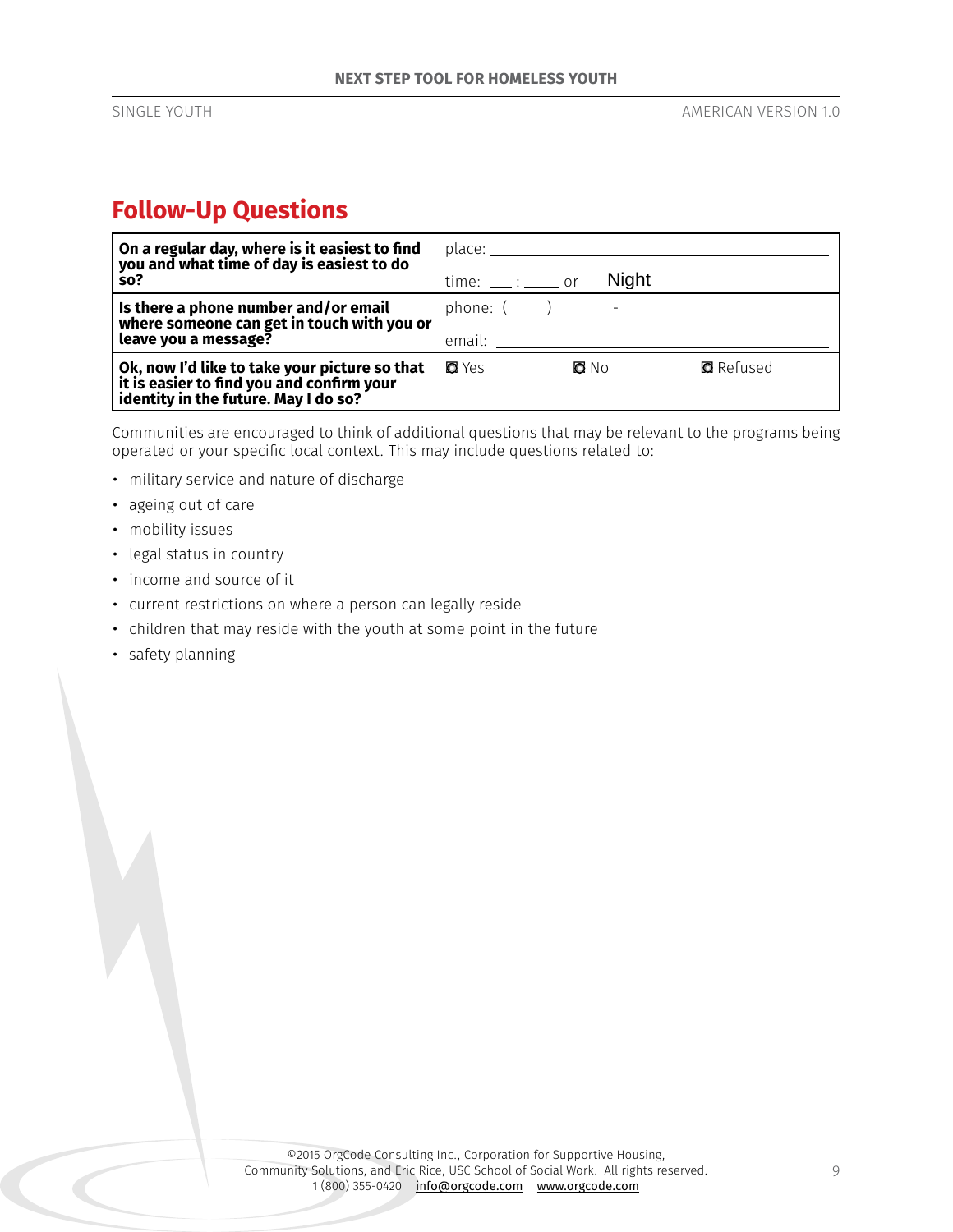## Follow-Up Questions

| | |
|---|---|
| **On a regular day, where is it easiest to find you and what time of day is easiest to do so?** | place: ____________________<br>time: ___ : ____ or Night |
| **Is there a phone number and/or email where someone can get in touch with you or leave you a message?** | phone: (____) ______ - __________<br>email: ____________________ |
| **Ok, now I'd like to take your picture so that it is easier to find you and confirm your identity in the future. May I do so?** | ◘ Yes ◘ No ◘ Refused |

Communities are encouraged to think of additional questions that may be relevant to the programs being operated or your specific local context. This may include questions related to:

- military service and nature of discharge
- ageing out of care
- mobility issues
- legal status in country
- income and source of it
- current restrictions on where a person can legally reside
- children that may reside with the youth at some point in the future
- safety planning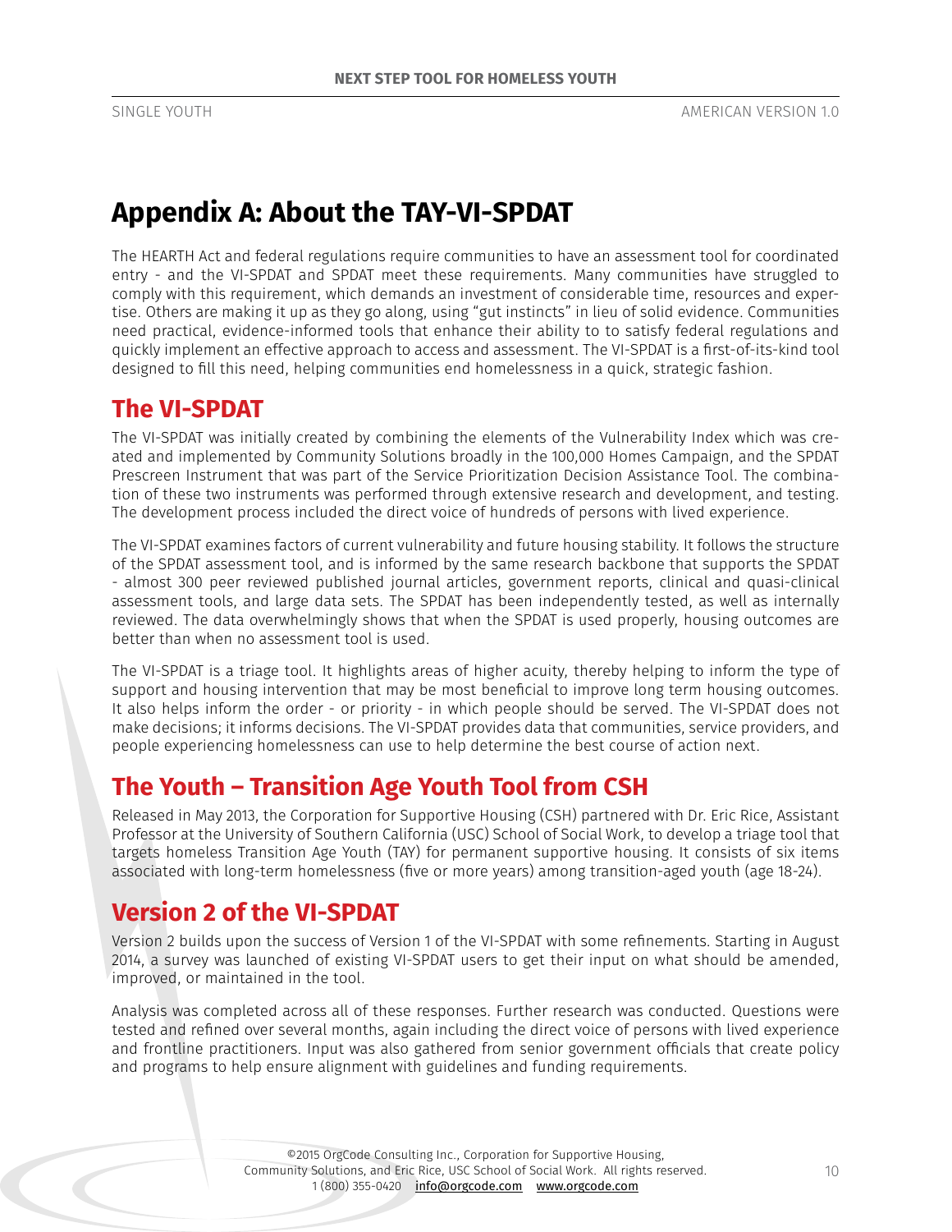# Appendix A: About the TAY-VI-SPDAT

The HEARTH Act and federal regulations require communities to have an assessment tool for coordinated entry - and the VI-SPDAT and SPDAT meet these requirements. Many communities have struggled to comply with this requirement, which demands an investment of considerable time, resources and expertise. Others are making it up as they go along, using "gut instincts" in lieu of solid evidence. Communities need practical, evidence-informed tools that enhance their ability to to satisfy federal regulations and quickly implement an effective approach to access and assessment. The VI-SPDAT is a first-of-its-kind tool designed to fill this need, helping communities end homelessness in a quick, strategic fashion.

## The VI-SPDAT

The VI-SPDAT was initially created by combining the elements of the Vulnerability Index which was created and implemented by Community Solutions broadly in the 100,000 Homes Campaign, and the SPDAT Prescreen Instrument that was part of the Service Prioritization Decision Assistance Tool. The combination of these two instruments was performed through extensive research and development, and testing. The development process included the direct voice of hundreds of persons with lived experience.

The VI-SPDAT examines factors of current vulnerability and future housing stability. It follows the structure of the SPDAT assessment tool, and is informed by the same research backbone that supports the SPDAT - almost 300 peer reviewed published journal articles, government reports, clinical and quasi-clinical assessment tools, and large data sets. The SPDAT has been independently tested, as well as internally reviewed. The data overwhelmingly shows that when the SPDAT is used properly, housing outcomes are better than when no assessment tool is used.

The VI-SPDAT is a triage tool. It highlights areas of higher acuity, thereby helping to inform the type of support and housing intervention that may be most beneficial to improve long term housing outcomes. It also helps inform the order - or priority - in which people should be served. The VI-SPDAT does not make decisions; it informs decisions. The VI-SPDAT provides data that communities, service providers, and people experiencing homelessness can use to help determine the best course of action next.

## The Youth – Transition Age Youth Tool from CSH

Released in May 2013, the Corporation for Supportive Housing (CSH) partnered with Dr. Eric Rice, Assistant Professor at the University of Southern California (USC) School of Social Work, to develop a triage tool that targets homeless Transition Age Youth (TAY) for permanent supportive housing. It consists of six items associated with long-term homelessness (five or more years) among transition-aged youth (age 18-24).

## Version 2 of the VI-SPDAT

Version 2 builds upon the success of Version 1 of the VI-SPDAT with some refinements. Starting in August 2014, a survey was launched of existing VI-SPDAT users to get their input on what should be amended, improved, or maintained in the tool.

Analysis was completed across all of these responses. Further research was conducted. Questions were tested and refined over several months, again including the direct voice of persons with lived experience and frontline practitioners. Input was also gathered from senior government officials that create policy and programs to help ensure alignment with guidelines and funding requirements.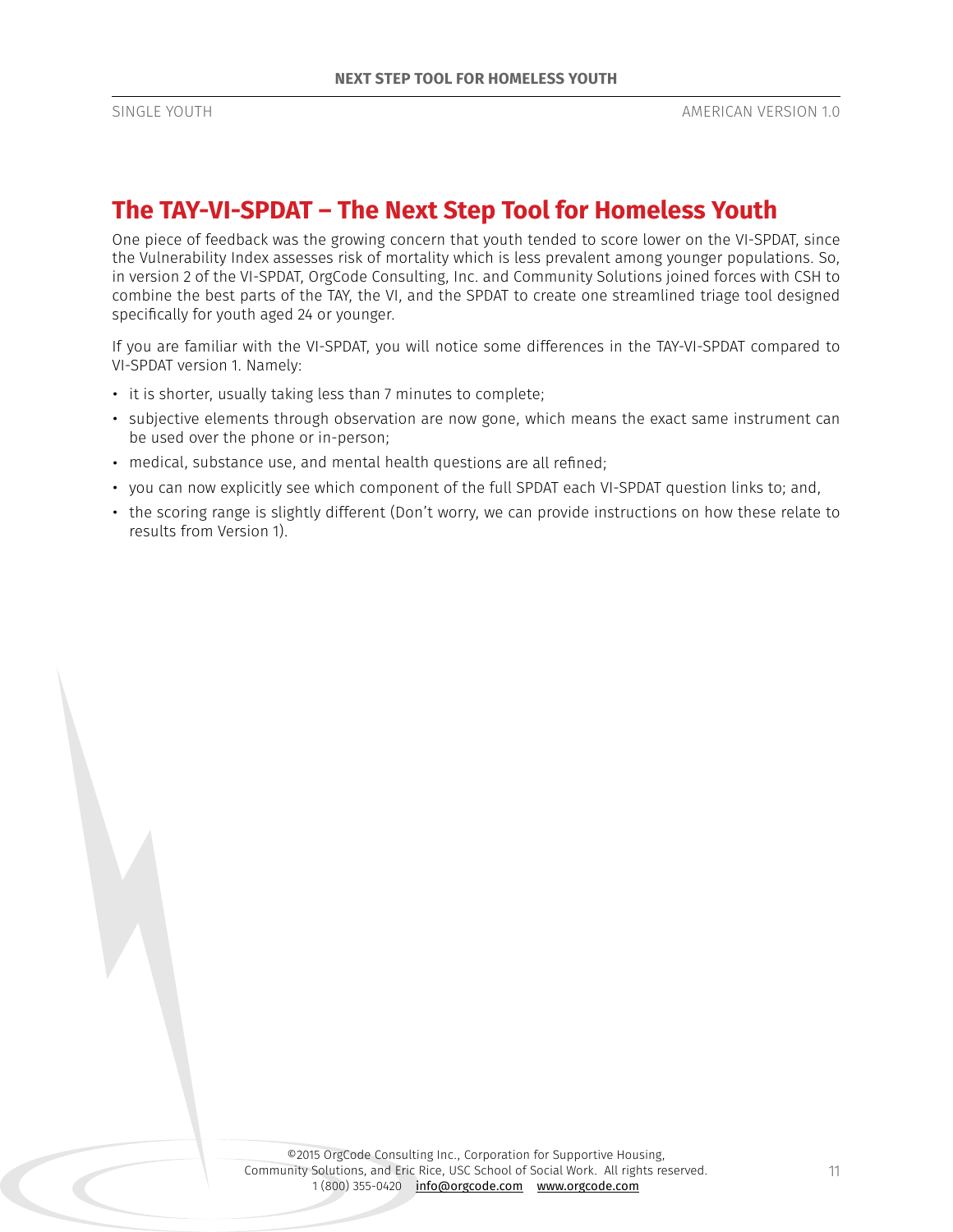## The TAY-VI-SPDAT – The Next Step Tool for Homeless Youth

One piece of feedback was the growing concern that youth tended to score lower on the VI-SPDAT, since the Vulnerability Index assesses risk of mortality which is less prevalent among younger populations. So, in version 2 of the VI-SPDAT, OrgCode Consulting, Inc. and Community Solutions joined forces with CSH to combine the best parts of the TAY, the VI, and the SPDAT to create one streamlined triage tool designed specifically for youth aged 24 or younger.

If you are familiar with the VI-SPDAT, you will notice some differences in the TAY-VI-SPDAT compared to VI-SPDAT version 1. Namely:

- it is shorter, usually taking less than 7 minutes to complete;
- subjective elements through observation are now gone, which means the exact same instrument can be used over the phone or in-person;
- medical, substance use, and mental health questions are all refined;
- you can now explicitly see which component of the full SPDAT each VI-SPDAT question links to; and,
- the scoring range is slightly different (Don't worry, we can provide instructions on how these relate to results from Version 1).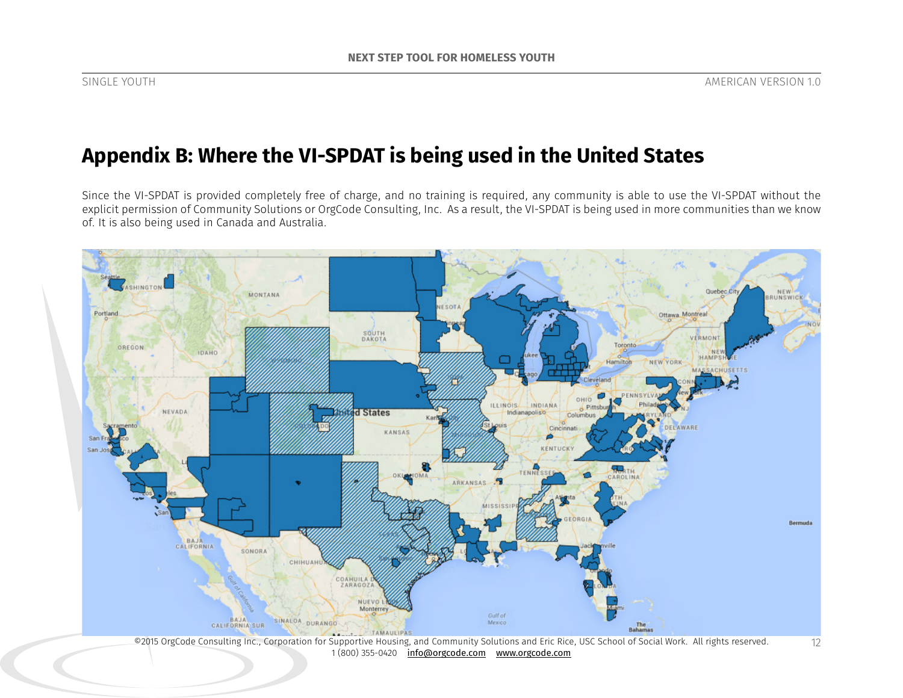## Appendix B: Where the VI-SPDAT is being used in the United States

Since the VI-SPDAT is provided completely free of charge, and no training is required, any community is able to use the VI-SPDAT without the explicit permission of Community Solutions or OrgCode Consulting, Inc. As a result, the VI-SPDAT is being used in more communities than we know of. It is also being used in Canada and Australia.

©2015 OrgCode Consulting Inc., Corporation for Supportive Housing, and Community Solutions and Eric Rice, USC School of Social Work. All rights reserved.
1 (800) 355-0420 info@orgcode.com www.orgcode.com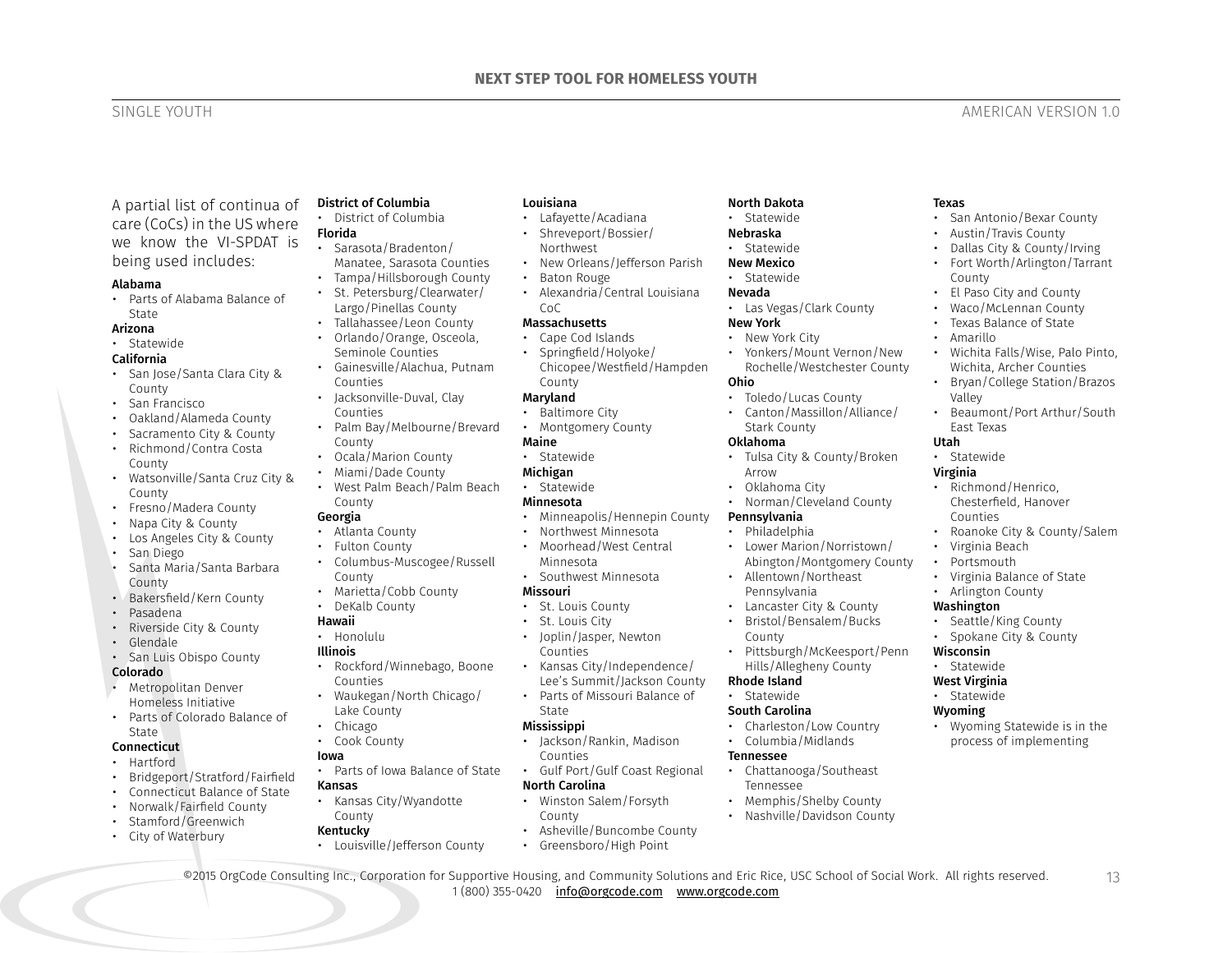A partial list of continua of care (CoCs) in the US where we know the VI-SPDAT is being used includes:

**Alabama**
- Parts of Alabama Balance of State

**Arizona**
- Statewide

**California**
- San Jose/Santa Clara City & County
- San Francisco
- Oakland/Alameda County
- Sacramento City & County
- Richmond/Contra Costa County
- Watsonville/Santa Cruz City & County
- Fresno/Madera County
- Napa City & County
- Los Angeles City & County
- San Diego
- Santa Maria/Santa Barbara County
- Bakersfield/Kern County
- Pasadena
- Riverside City & County
- Glendale
- San Luis Obispo County

**Colorado**
- Metropolitan Denver Homeless Initiative
- Parts of Colorado Balance of State

**Connecticut**
- Hartford
- Bridgeport/Stratford/Fairfield
- Connecticut Balance of State
- Norwalk/Fairfield County
- Stamford/Greenwich
- City of Waterbury

**District of Columbia**
- District of Columbia

**Florida**
- Sarasota/Bradenton/Manatee, Sarasota Counties
- Tampa/Hillsborough County
- St. Petersburg/Clearwater/Largo/Pinellas County
- Tallahassee/Leon County
- Orlando/Orange, Osceola, Seminole Counties
- Gainesville/Alachua, Putnam Counties
- Jacksonville-Duval, Clay Counties
- Palm Bay/Melbourne/Brevard County
- Ocala/Marion County
- Miami/Dade County
- West Palm Beach/Palm Beach County

**Georgia**
- Atlanta County
- Fulton County
- Columbus-Muscogee/Russell County
- Marietta/Cobb County
- DeKalb County

**Hawaii**
- Honolulu

**Illinois**
- Rockford/Winnebago, Boone Counties
- Waukegan/North Chicago/Lake County
- Chicago
- Cook County

**Iowa**
- Parts of Iowa Balance of State

**Kansas**
- Kansas City/Wyandotte County

**Kentucky**
- Louisville/Jefferson County

**Louisiana**
- Lafayette/Acadiana
- Shreveport/Bossier/Northwest
- New Orleans/Jefferson Parish
- Baton Rouge
- Alexandria/Central Louisiana CoC

**Massachusetts**
- Cape Cod Islands
- Springfield/Holyoke/Chicopee/Westfield/Hampden County

**Maryland**
- Baltimore City
- Montgomery County

**Maine**
- Statewide

**Michigan**
- Statewide

**Minnesota**
- Minneapolis/Hennepin County
- Northwest Minnesota
- Moorhead/West Central Minnesota
- Southwest Minnesota

**Missouri**
- St. Louis County
- St. Louis City
- Joplin/Jasper, Newton Counties
- Kansas City/Independence/Lee's Summit/Jackson County
- Parts of Missouri Balance of State

**Mississippi**
- Jackson/Rankin, Madison Counties
- Gulf Port/Gulf Coast Regional

**North Carolina**
- Winston Salem/Forsyth County
- Asheville/Buncombe County
- Greensboro/High Point

**North Dakota**
- Statewide

**Nebraska**
- Statewide

**New Mexico**
- Statewide

**Nevada**
- Las Vegas/Clark County

**New York**
- New York City
- Yonkers/Mount Vernon/New Rochelle/Westchester County

**Ohio**
- Toledo/Lucas County
- Canton/Massillon/Alliance/Stark County

**Oklahoma**
- Tulsa City & County/Broken Arrow
- Oklahoma City
- Norman/Cleveland County

**Pennsylvania**
- Philadelphia
- Lower Marion/Norristown/Abington/Montgomery County
- Allentown/Northeast Pennsylvania
- Lancaster City & County
- Bristol/Bensalem/Bucks County
- Pittsburgh/McKeesport/Penn Hills/Allegheny County

**Rhode Island**
- Statewide

**South Carolina**
- Charleston/Low Country
- Columbia/Midlands

**Tennessee**
- Chattanooga/Southeast Tennessee
- Memphis/Shelby County
- Nashville/Davidson County

**Texas**
- San Antonio/Bexar County
- Austin/Travis County
- Dallas City & County/Irving
- Fort Worth/Arlington/Tarrant County
- El Paso City and County
- Waco/McLennan County
- Texas Balance of State
- Amarillo
- Wichita Falls/Wise, Palo Pinto, Wichita, Archer Counties
- Bryan/College Station/Brazos Valley
- Beaumont/Port Arthur/South East Texas

**Utah**
- Statewide

**Virginia**
- Richmond/Henrico, Chesterfield, Hanover Counties
- Roanoke City & County/Salem
- Virginia Beach
- Portsmouth
- Virginia Balance of State
- Arlington County

**Washington**
- Seattle/King County
- Spokane City & County

**Wisconsin**
- Statewide

**West Virginia**
- Statewide

**Wyoming**
- Wyoming Statewide is in the process of implementing